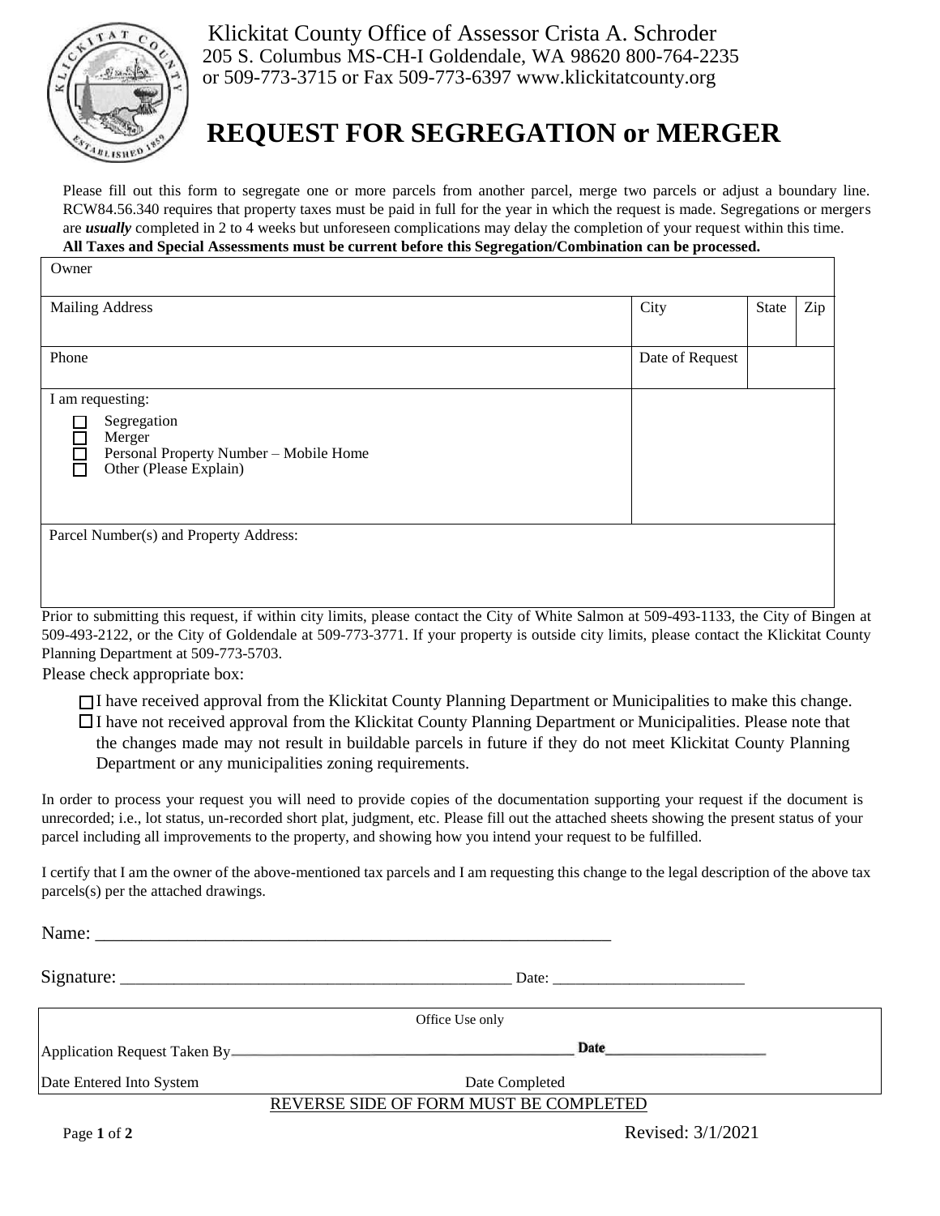Klickitat County Office of Assessor Crista A. Schroder
205 S. Columbus MS-CH-I Goldendale, WA 98620 800-764-2235
or 509-773-3715 or Fax 509-773-6397 www.klickitatcounty.org

# REQUEST FOR SEGREGATION or MERGER

Please fill out this form to segregate one or more parcels from another parcel, merge two parcels or adjust a boundary line. RCW84.56.340 requires that property taxes must be paid in full for the year in which the request is made. Segregations or mergers are ***usually*** completed in 2 to 4 weeks but unforeseen complications may delay the completion of your request within this time.

**All Taxes and Special Assessments must be current before this Segregation/Combination can be processed.**

| Owner | | | |
|---|---|---|---|
| Mailing Address | City | State | Zip |
| Phone | Date of Request | | |
| I am requesting:<br>☐ Segregation<br>☐ Merger<br>☐ Personal Property Number – Mobile Home<br>☐ Other (Please Explain) | | | |
| Parcel Number(s) and Property Address: | | | |

Prior to submitting this request, if within city limits, please contact the City of White Salmon at 509-493-1133, the City of Bingen at 509-493-2122, or the City of Goldendale at 509-773-3771. If your property is outside city limits, please contact the Klickitat County Planning Department at 509-773-5703.

Please check appropriate box:

- ☐ I have received approval from the Klickitat County Planning Department or Municipalities to make this change.
- ☐ I have not received approval from the Klickitat County Planning Department or Municipalities. Please note that the changes made may not result in buildable parcels in future if they do not meet Klickitat County Planning Department or any municipalities zoning requirements.

In order to process your request you will need to provide copies of the documentation supporting your request if the document is unrecorded; i.e., lot status, un-recorded short plat, judgment, etc. Please fill out the attached sheets showing the present status of your parcel including all improvements to the property, and showing how you intend your request to be fulfilled.

I certify that I am the owner of the above-mentioned tax parcels and I am requesting this change to the legal description of the above tax parcels(s) per the attached drawings.

Name: ___________________________________________________________

Signature: _____________________________________________ Date: _______________________

| Office Use only | |
|---|---|
| Application Request Taken By_______________________ | Date_____________________ |
| Date Entered Into System | Date Completed |

REVERSE SIDE OF FORM MUST BE COMPLETED

Revised: 3/1/2021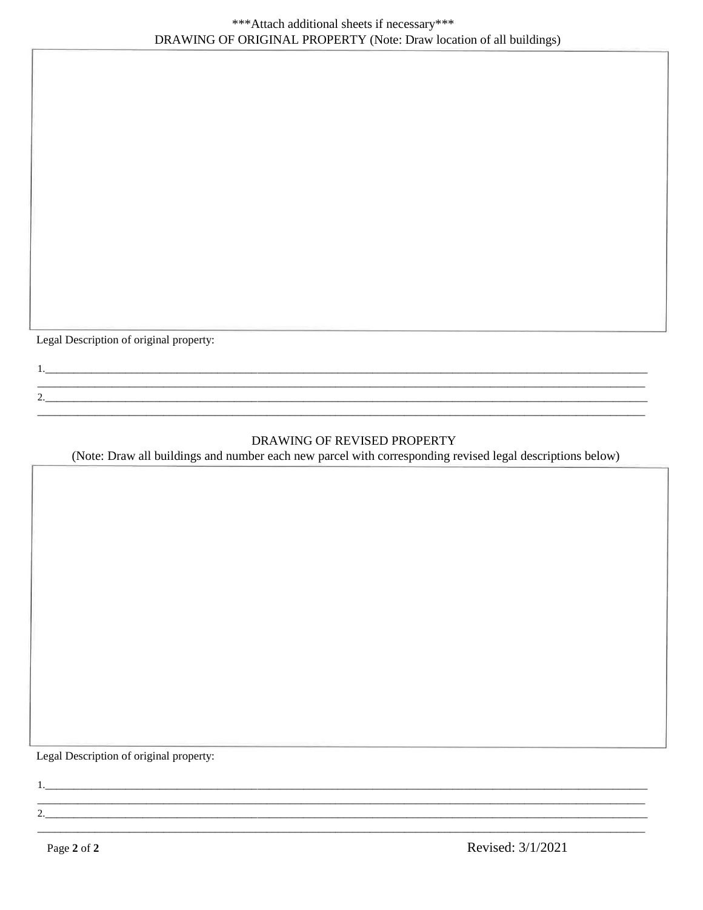\*\*\*Attach additional sheets if necessary\*\*\*

DRAWING OF ORIGINAL PROPERTY (Note: Draw location of all buildings)

Legal Description of original property:

1.\_\_\_\_\_\_\_\_\_\_\_\_\_\_\_\_\_\_\_\_\_\_\_\_\_\_\_\_\_\_\_\_\_\_\_\_\_\_\_\_\_\_\_\_\_\_\_\_\_\_\_\_\_\_\_\_\_\_\_\_\_\_\_\_\_\_\_\_\_\_\_\_\_\_\_\_

\_\_\_\_\_\_\_\_\_\_\_\_\_\_\_\_\_\_\_\_\_\_\_\_\_\_\_\_\_\_\_\_\_\_\_\_\_\_\_\_\_\_\_\_\_\_\_\_\_\_\_\_\_\_\_\_\_\_\_\_\_\_\_\_\_\_\_\_\_\_\_\_\_\_\_\_\_

2.\_\_\_\_\_\_\_\_\_\_\_\_\_\_\_\_\_\_\_\_\_\_\_\_\_\_\_\_\_\_\_\_\_\_\_\_\_\_\_\_\_\_\_\_\_\_\_\_\_\_\_\_\_\_\_\_\_\_\_\_\_\_\_\_\_\_\_\_\_\_\_\_\_\_\_\_

\_\_\_\_\_\_\_\_\_\_\_\_\_\_\_\_\_\_\_\_\_\_\_\_\_\_\_\_\_\_\_\_\_\_\_\_\_\_\_\_\_\_\_\_\_\_\_\_\_\_\_\_\_\_\_\_\_\_\_\_\_\_\_\_\_\_\_\_\_\_\_\_\_\_\_\_\_

DRAWING OF REVISED PROPERTY

(Note: Draw all buildings and number each new parcel with corresponding revised legal descriptions below)

Legal Description of original property:

1.\_\_\_\_\_\_\_\_\_\_\_\_\_\_\_\_\_\_\_\_\_\_\_\_\_\_\_\_\_\_\_\_\_\_\_\_\_\_\_\_\_\_\_\_\_\_\_\_\_\_\_\_\_\_\_\_\_\_\_\_\_\_\_\_\_\_\_\_\_\_\_\_\_\_\_\_

\_\_\_\_\_\_\_\_\_\_\_\_\_\_\_\_\_\_\_\_\_\_\_\_\_\_\_\_\_\_\_\_\_\_\_\_\_\_\_\_\_\_\_\_\_\_\_\_\_\_\_\_\_\_\_\_\_\_\_\_\_\_\_\_\_\_\_\_\_\_\_\_\_\_\_\_\_

2.\_\_\_\_\_\_\_\_\_\_\_\_\_\_\_\_\_\_\_\_\_\_\_\_\_\_\_\_\_\_\_\_\_\_\_\_\_\_\_\_\_\_\_\_\_\_\_\_\_\_\_\_\_\_\_\_\_\_\_\_\_\_\_\_\_\_\_\_\_\_\_\_\_\_\_\_

\_\_\_\_\_\_\_\_\_\_\_\_\_\_\_\_\_\_\_\_\_\_\_\_\_\_\_\_\_\_\_\_\_\_\_\_\_\_\_\_\_\_\_\_\_\_\_\_\_\_\_\_\_\_\_\_\_\_\_\_\_\_\_\_\_\_\_\_\_\_\_\_\_\_\_\_\_

Revised: 3/1/2021